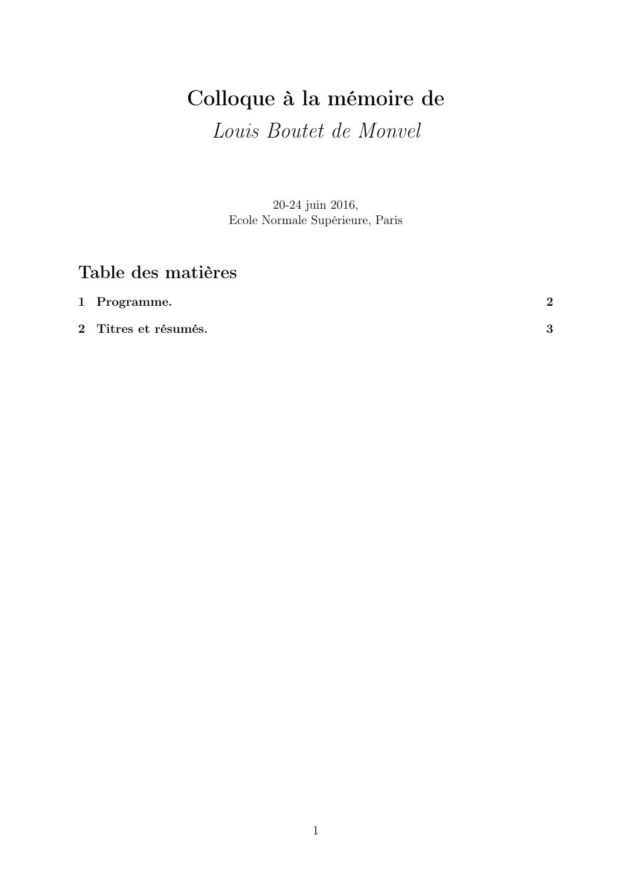# Colloque à la mémoire de
## *Louis Boutet de Monvel*

20-24 juin 2016,
Ecole Normale Supérieure, Paris

## Table des matières

**1 Programme.** **2**

**2 Titres et résumés.** **3**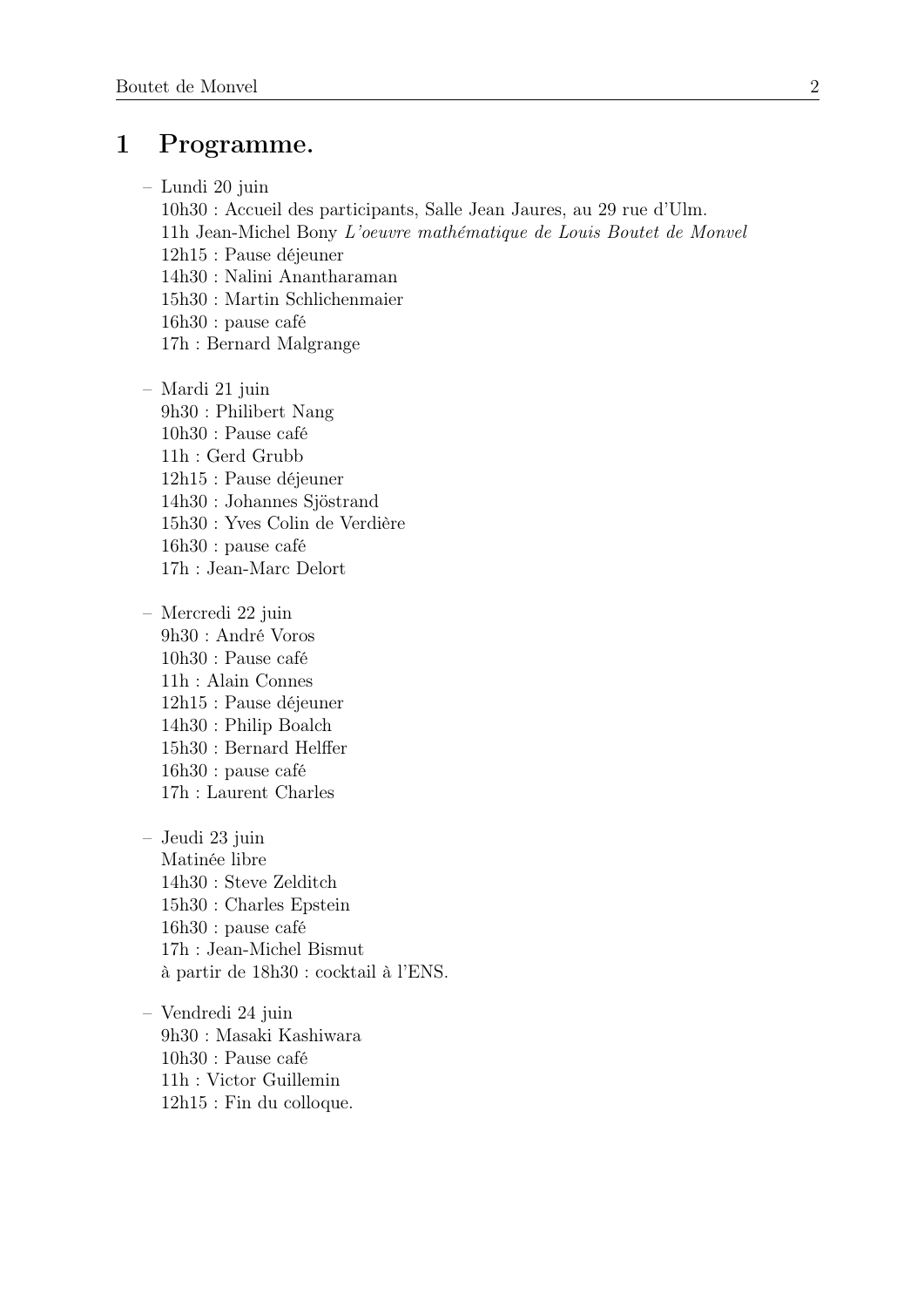# 1 Programme.

- Lundi 20 juin
  10h30 : Accueil des participants, Salle Jean Jaures, au 29 rue d'Ulm.
  11h Jean-Michel Bony *L'oeuvre mathématique de Louis Boutet de Monvel*
  12h15 : Pause déjeuner
  14h30 : Nalini Anantharaman
  15h30 : Martin Schlichenmaier
  16h30 : pause café
  17h : Bernard Malgrange

- Mardi 21 juin
  9h30 : Philibert Nang
  10h30 : Pause café
  11h : Gerd Grubb
  12h15 : Pause déjeuner
  14h30 : Johannes Sjöstrand
  15h30 : Yves Colin de Verdière
  16h30 : pause café
  17h : Jean-Marc Delort

- Mercredi 22 juin
  9h30 : André Voros
  10h30 : Pause café
  11h : Alain Connes
  12h15 : Pause déjeuner
  14h30 : Philip Boalch
  15h30 : Bernard Helffer
  16h30 : pause café
  17h : Laurent Charles

- Jeudi 23 juin
  Matinée libre
  14h30 : Steve Zelditch
  15h30 : Charles Epstein
  16h30 : pause café
  17h : Jean-Michel Bismut
  à partir de 18h30 : cocktail à l'ENS.

- Vendredi 24 juin
  9h30 : Masaki Kashiwara
  10h30 : Pause café
  11h : Victor Guillemin
  12h15 : Fin du colloque.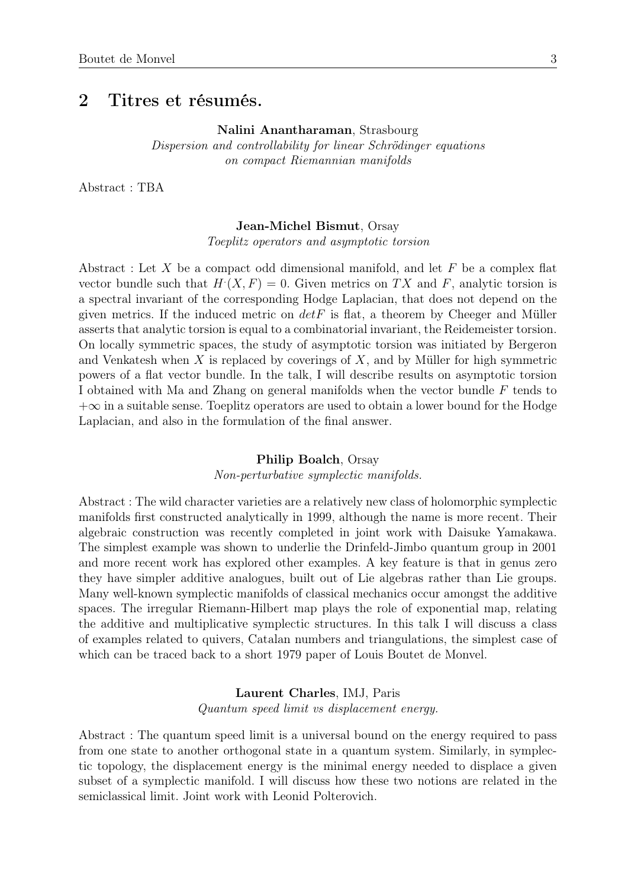## 2 Titres et résumés.

**Nalini Anantharaman**, Strasbourg
*Dispersion and controllability for linear Schrödinger equations on compact Riemannian manifolds*

Abstract : TBA

**Jean-Michel Bismut**, Orsay
*Toeplitz operators and asymptotic torsion*

Abstract : Let $X$ be a compact odd dimensional manifold, and let $F$ be a complex flat vector bundle such that $H^{\cdot}(X, F) = 0$. Given metrics on $TX$ and $F$, analytic torsion is a spectral invariant of the corresponding Hodge Laplacian, that does not depend on the given metrics. If the induced metric on $det F$ is flat, a theorem by Cheeger and Müller asserts that analytic torsion is equal to a combinatorial invariant, the Reidemeister torsion. On locally symmetric spaces, the study of asymptotic torsion was initiated by Bergeron and Venkatesh when $X$ is replaced by coverings of $X$, and by Müller for high symmetric powers of a flat vector bundle. In the talk, I will describe results on asymptotic torsion I obtained with Ma and Zhang on general manifolds when the vector bundle $F$ tends to $+\infty$ in a suitable sense. Toeplitz operators are used to obtain a lower bound for the Hodge Laplacian, and also in the formulation of the final answer.

**Philip Boalch**, Orsay
*Non-perturbative symplectic manifolds.*

Abstract : The wild character varieties are a relatively new class of holomorphic symplectic manifolds first constructed analytically in 1999, although the name is more recent. Their algebraic construction was recently completed in joint work with Daisuke Yamakawa. The simplest example was shown to underlie the Drinfeld-Jimbo quantum group in 2001 and more recent work has explored other examples. A key feature is that in genus zero they have simpler additive analogues, built out of Lie algebras rather than Lie groups. Many well-known symplectic manifolds of classical mechanics occur amongst the additive spaces. The irregular Riemann-Hilbert map plays the role of exponential map, relating the additive and multiplicative symplectic structures. In this talk I will discuss a class of examples related to quivers, Catalan numbers and triangulations, the simplest case of which can be traced back to a short 1979 paper of Louis Boutet de Monvel.

**Laurent Charles**, IMJ, Paris
*Quantum speed limit vs displacement energy.*

Abstract : The quantum speed limit is a universal bound on the energy required to pass from one state to another orthogonal state in a quantum system. Similarly, in symplectic topology, the displacement energy is the minimal energy needed to displace a given subset of a symplectic manifold. I will discuss how these two notions are related in the semiclassical limit. Joint work with Leonid Polterovich.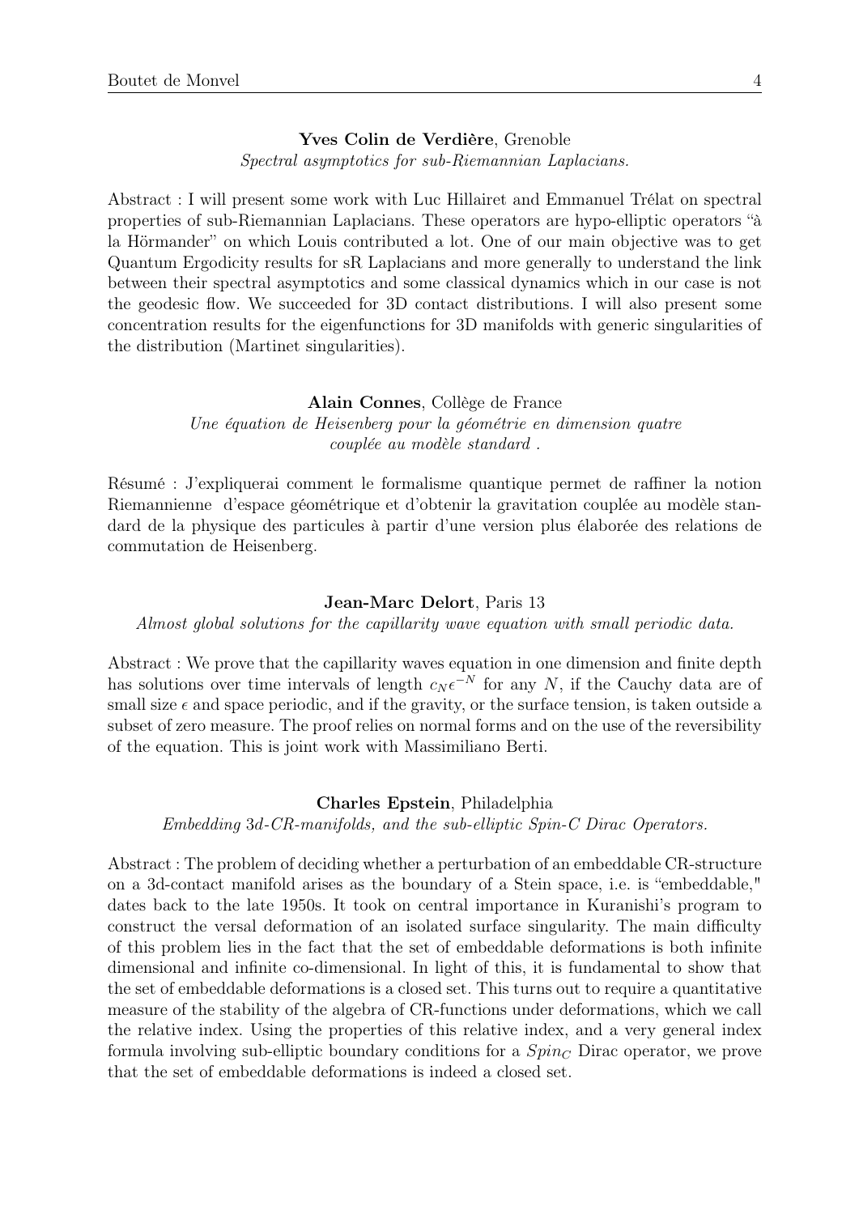**Yves Colin de Verdière**, Grenoble
*Spectral asymptotics for sub-Riemannian Laplacians.*

Abstract : I will present some work with Luc Hillairet and Emmanuel Trélat on spectral properties of sub-Riemannian Laplacians. These operators are hypo-elliptic operators "à la Hörmander" on which Louis contributed a lot. One of our main objective was to get Quantum Ergodicity results for sR Laplacians and more generally to understand the link between their spectral asymptotics and some classical dynamics which in our case is not the geodesic flow. We succeeded for 3D contact distributions. I will also present some concentration results for the eigenfunctions for 3D manifolds with generic singularities of the distribution (Martinet singularities).

**Alain Connes**, Collège de France
*Une équation de Heisenberg pour la géométrie en dimension quatre couplée au modèle standard .*

Résumé : J'expliquerai comment le formalisme quantique permet de raffiner la notion Riemannienne d'espace géométrique et d'obtenir la gravitation couplée au modèle standard de la physique des particules à partir d'une version plus élaborée des relations de commutation de Heisenberg.

**Jean-Marc Delort**, Paris 13
*Almost global solutions for the capillarity wave equation with small periodic data.*

Abstract : We prove that the capillarity waves equation in one dimension and finite depth has solutions over time intervals of length $c_N \epsilon^{-N}$ for any $N$, if the Cauchy data are of small size $\epsilon$ and space periodic, and if the gravity, or the surface tension, is taken outside a subset of zero measure. The proof relies on normal forms and on the use of the reversibility of the equation. This is joint work with Massimiliano Berti.

**Charles Epstein**, Philadelphia
*Embedding 3d-CR-manifolds, and the sub-elliptic Spin-C Dirac Operators.*

Abstract : The problem of deciding whether a perturbation of an embeddable CR-structure on a 3d-contact manifold arises as the boundary of a Stein space, i.e. is "embeddable," dates back to the late 1950s. It took on central importance in Kuranishi's program to construct the versal deformation of an isolated surface singularity. The main difficulty of this problem lies in the fact that the set of embeddable deformations is both infinite dimensional and infinite co-dimensional. In light of this, it is fundamental to show that the set of embeddable deformations is a closed set. This turns out to require a quantitative measure of the stability of the algebra of CR-functions under deformations, which we call the relative index. Using the properties of this relative index, and a very general index formula involving sub-elliptic boundary conditions for a $Spin_C$ Dirac operator, we prove that the set of embeddable deformations is indeed a closed set.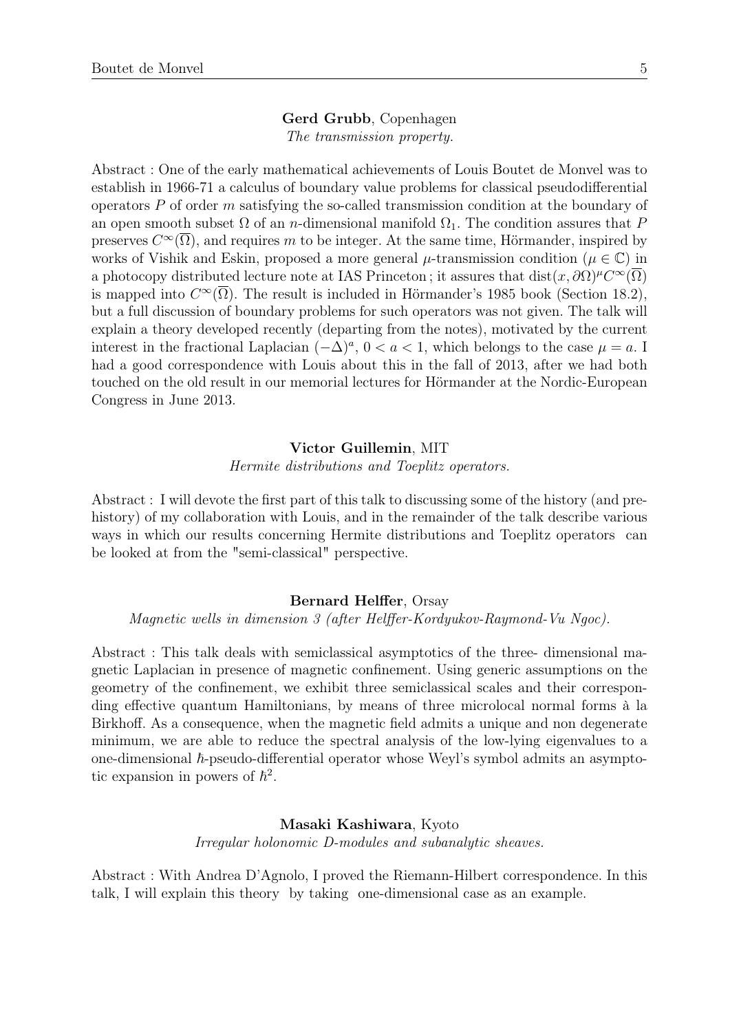**Gerd Grubb**, Copenhagen
*The transmission property.*

Abstract : One of the early mathematical achievements of Louis Boutet de Monvel was to establish in 1966-71 a calculus of boundary value problems for classical pseudodifferential operators $P$ of order $m$ satisfying the so-called transmission condition at the boundary of an open smooth subset $\Omega$ of an $n$-dimensional manifold $\Omega_1$. The condition assures that $P$ preserves $C^\infty(\overline{\Omega})$, and requires $m$ to be integer. At the same time, Hörmander, inspired by works of Vishik and Eskin, proposed a more general $\mu$-transmission condition ($\mu \in \mathbb{C}$) in a photocopy distributed lecture note at IAS Princeton ; it assures that $\operatorname{dist}(x, \partial\Omega)^\mu C^\infty(\overline{\Omega})$ is mapped into $C^\infty(\overline{\Omega})$. The result is included in Hörmander's 1985 book (Section 18.2), but a full discussion of boundary problems for such operators was not given. The talk will explain a theory developed recently (departing from the notes), motivated by the current interest in the fractional Laplacian $(-\Delta)^a$, $0 < a < 1$, which belongs to the case $\mu = a$. I had a good correspondence with Louis about this in the fall of 2013, after we had both touched on the old result in our memorial lectures for Hörmander at the Nordic-European Congress in June 2013.

**Victor Guillemin**, MIT
*Hermite distributions and Toeplitz operators.*

Abstract : I will devote the first part of this talk to discussing some of the history (and pre-history) of my collaboration with Louis, and in the remainder of the talk describe various ways in which our results concerning Hermite distributions and Toeplitz operators can be looked at from the "semi-classical" perspective.

**Bernard Helffer**, Orsay
*Magnetic wells in dimension 3 (after Helffer-Kordyukov-Raymond-Vu Ngoc).*

Abstract : This talk deals with semiclassical asymptotics of the three- dimensional magnetic Laplacian in presence of magnetic confinement. Using generic assumptions on the geometry of the confinement, we exhibit three semiclassical scales and their corresponding effective quantum Hamiltonians, by means of three microlocal normal forms à la Birkhoff. As a consequence, when the magnetic field admits a unique and non degenerate minimum, we are able to reduce the spectral analysis of the low-lying eigenvalues to a one-dimensional $\hbar$-pseudo-differential operator whose Weyl's symbol admits an asymptotic expansion in powers of $\hbar^2$.

**Masaki Kashiwara**, Kyoto
*Irregular holonomic D-modules and subanalytic sheaves.*

Abstract : With Andrea D'Agnolo, I proved the Riemann-Hilbert correspondence. In this talk, I will explain this theory by taking one-dimensional case as an example.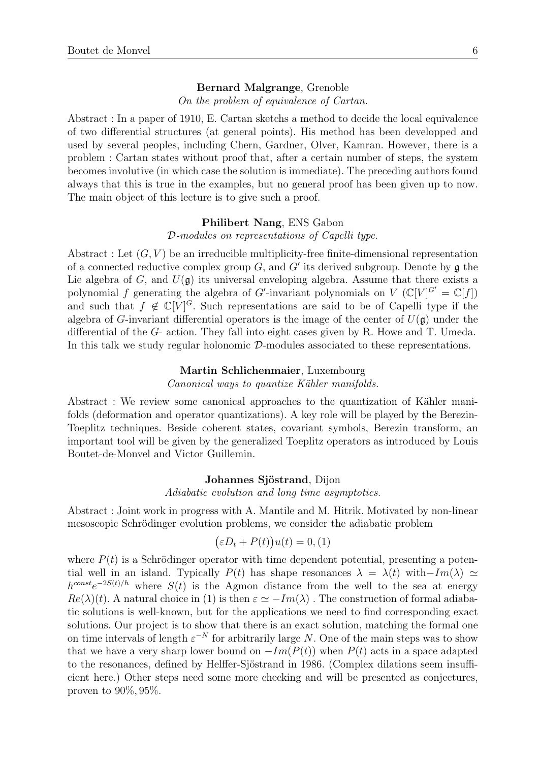**Bernard Malgrange**, Grenoble

*On the problem of equivalence of Cartan.*

Abstract : In a paper of 1910, E. Cartan sketchs a method to decide the local equivalence of two differential structures (at general points). His method has been developped and used by several peoples, including Chern, Gardner, Olver, Kamran. However, there is a problem : Cartan states without proof that, after a certain number of steps, the system becomes involutive (in which case the solution is immediate). The preceding authors found always that this is true in the examples, but no general proof has been given up to now. The main object of this lecture is to give such a proof.

**Philibert Nang**, ENS Gabon

*$\mathcal{D}$-modules on representations of Capelli type.*

Abstract : Let $(G, V)$ be an irreducible multiplicity-free finite-dimensional representation of a connected reductive complex group $G$, and $G'$ its derived subgroup. Denote by $\mathfrak{g}$ the Lie algebra of $G$, and $U(\mathfrak{g})$ its universal enveloping algebra. Assume that there exists a polynomial $f$ generating the algebra of $G'$-invariant polynomials on $V$ ($\mathbb{C}[V]^{G'} = \mathbb{C}[f]$) and such that $f \notin \mathbb{C}[V]^G$. Such representations are said to be of Capelli type if the algebra of $G$-invariant differential operators is the image of the center of $U(\mathfrak{g})$ under the differential of the $G$- action. They fall into eight cases given by R. Howe and T. Umeda. In this talk we study regular holonomic $\mathcal{D}$-modules associated to these representations.

**Martin Schlichenmaier**, Luxembourg

*Canonical ways to quantize Kähler manifolds.*

Abstract : We review some canonical approaches to the quantization of Kähler manifolds (deformation and operator quantizations). A key role will be played by the Berezin-Toeplitz techniques. Beside coherent states, covariant symbols, Berezin transform, an important tool will be given by the generalized Toeplitz operators as introduced by Louis Boutet-de-Monvel and Victor Guillemin.

**Johannes Sjöstrand**, Dijon

*Adiabatic evolution and long time asymptotics.*

Abstract : Joint work in progress with A. Mantile and M. Hitrik. Motivated by non-linear mesoscopic Schrödinger evolution problems, we consider the adiabatic problem

$$\big(\varepsilon D_t + P(t)\big)u(t) = 0, (1)$$

where $P(t)$ is a Schrödinger operator with time dependent potential, presenting a potential well in an island. Typically $P(t)$ has shape resonances $\lambda = \lambda(t)$ with$-Im(\lambda) \simeq h^{const}e^{-2S(t)/h}$ where $S(t)$ is the Agmon distance from the well to the sea at energy $Re(\lambda)(t)$. A natural choice in (1) is then $\varepsilon \simeq -Im(\lambda)$ . The construction of formal adiabatic solutions is well-known, but for the applications we need to find corresponding exact solutions. Our project is to show that there is an exact solution, matching the formal one on time intervals of length $\varepsilon^{-N}$ for arbitrarily large $N$. One of the main steps was to show that we have a very sharp lower bound on $-Im(P(t))$ when $P(t)$ acts in a space adapted to the resonances, defined by Helffer-Sjöstrand in 1986. (Complex dilations seem insufficient here.) Other steps need some more checking and will be presented as conjectures, proven to $90\%, 95\%$.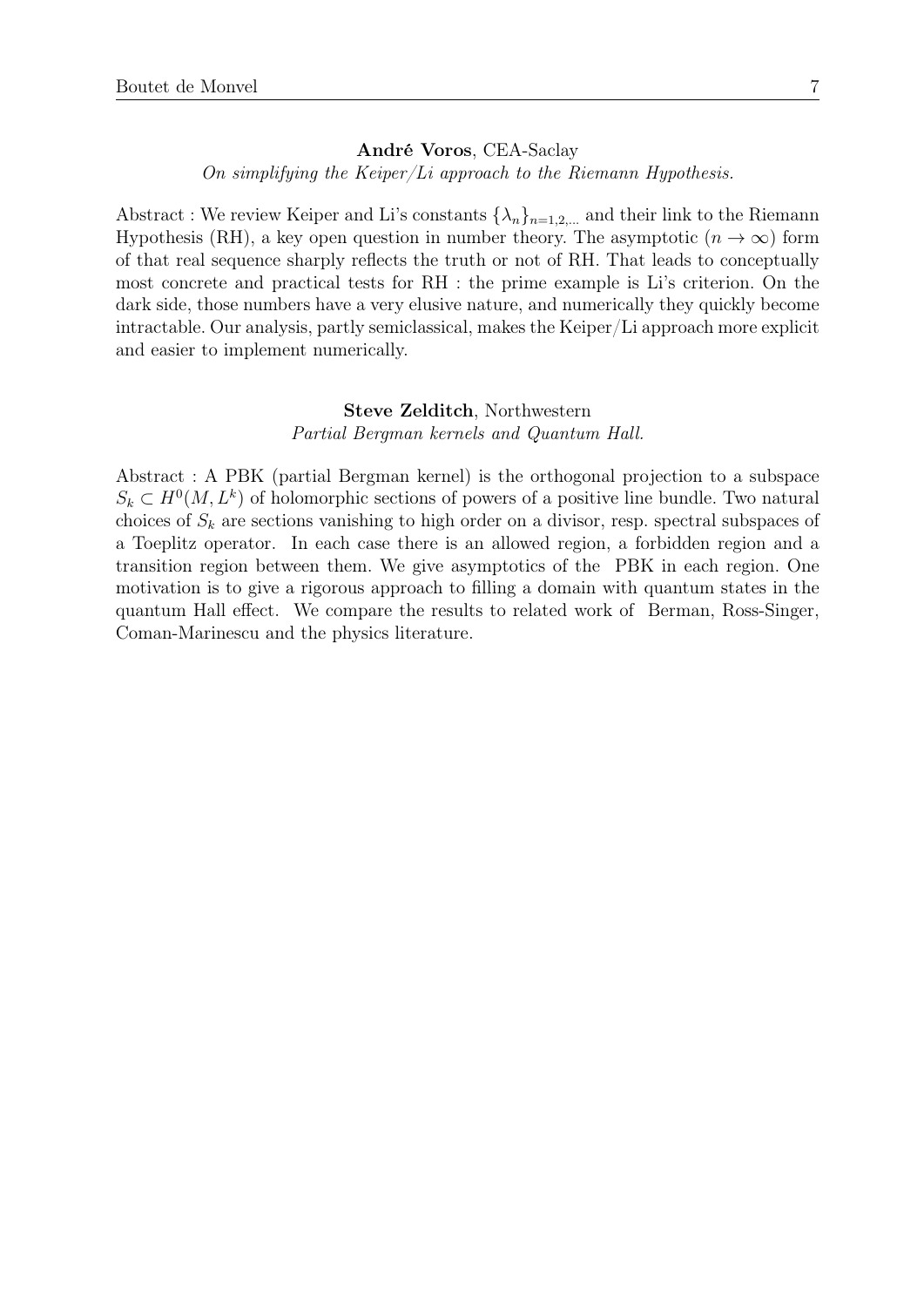**André Voros**, CEA-Saclay

*On simplifying the Keiper/Li approach to the Riemann Hypothesis.*

Abstract : We review Keiper and Li's constants $\{\lambda_n\}_{n=1,2,\ldots}$ and their link to the Riemann Hypothesis (RH), a key open question in number theory. The asymptotic ($n \to \infty$) form of that real sequence sharply reflects the truth or not of RH. That leads to conceptually most concrete and practical tests for RH : the prime example is Li's criterion. On the dark side, those numbers have a very elusive nature, and numerically they quickly become intractable. Our analysis, partly semiclassical, makes the Keiper/Li approach more explicit and easier to implement numerically.

**Steve Zelditch**, Northwestern

*Partial Bergman kernels and Quantum Hall.*

Abstract : A PBK (partial Bergman kernel) is the orthogonal projection to a subspace $S_k \subset H^0(M, L^k)$ of holomorphic sections of powers of a positive line bundle. Two natural choices of $S_k$ are sections vanishing to high order on a divisor, resp. spectral subspaces of a Toeplitz operator. In each case there is an allowed region, a forbidden region and a transition region between them. We give asymptotics of the PBK in each region. One motivation is to give a rigorous approach to filling a domain with quantum states in the quantum Hall effect. We compare the results to related work of Berman, Ross-Singer, Coman-Marinescu and the physics literature.